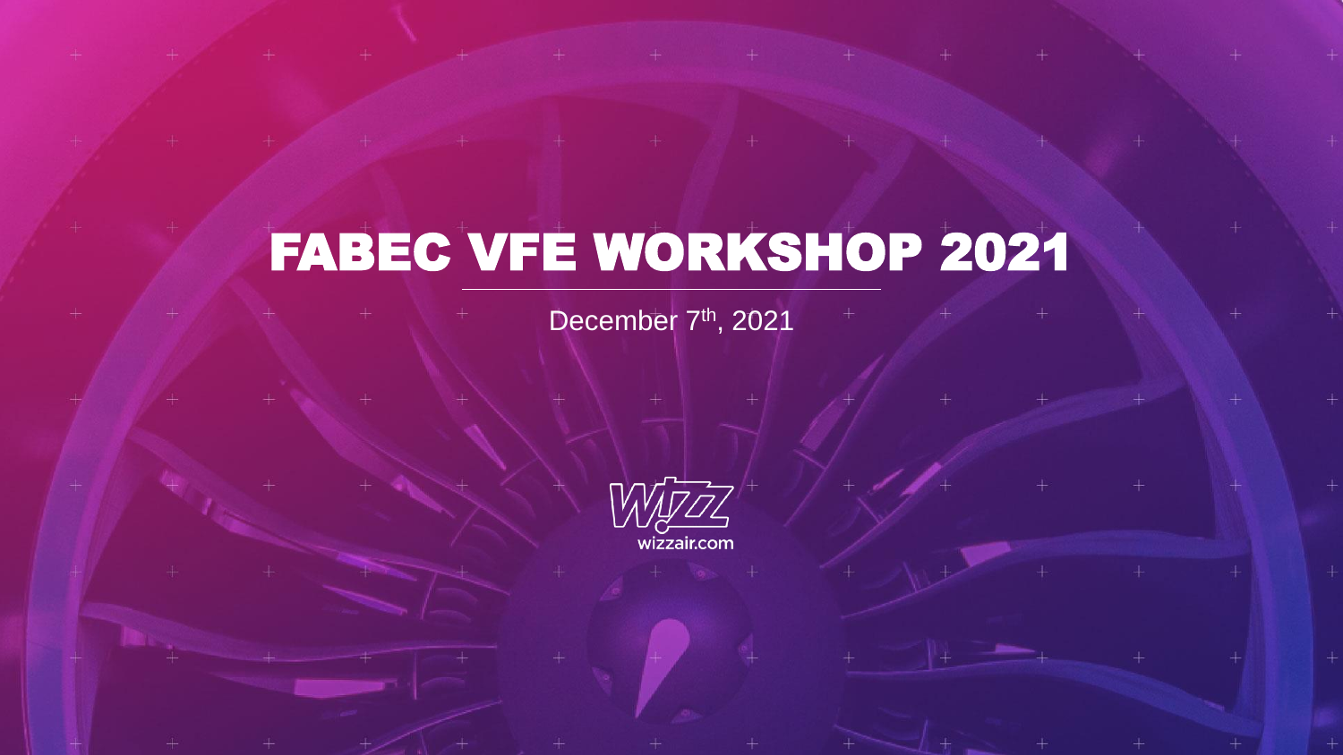# FABEC VFE WORKSHOP 2021

December 7th, 2021

wizzair.com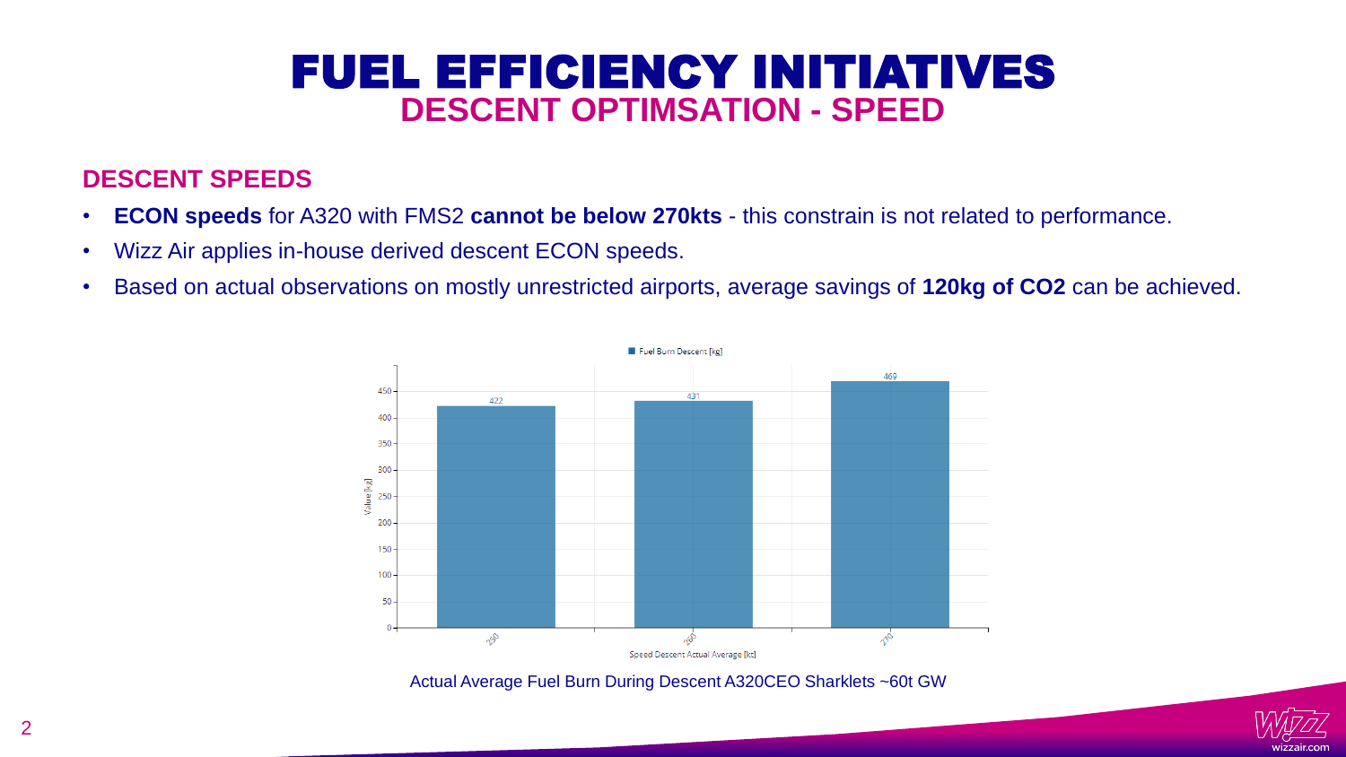# FUEL EFFICIENCY INITIATIVES

## DESCENT OPTIMSATION - SPEED

### DESCENT SPEEDS

- **ECON speeds** for A320 with FMS2 **cannot be below 270kts** - this constrain is not related to performance.
- Wizz Air applies in-house derived descent ECON speeds.
- Based on actual observations on mostly unrestricted airports, average savings of **120kg of $CO_2$** can be achieved.

| Speed Descent Actual Average [kt] | Fuel Burn Descent [kg] |
| --- | --- |
| 250 | 422 |
| 260 | 431 |
| 270 | 469 |

Actual Average Fuel Burn During Descent A320CEO Sharklets ~60t GW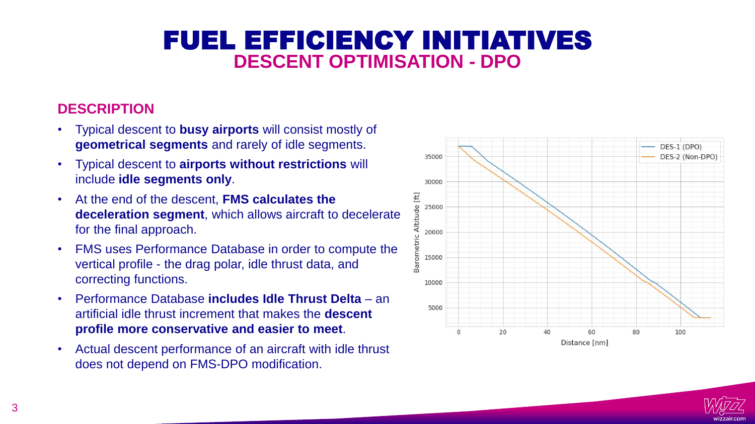# FUEL EFFICIENCY INITIATIVES

## DESCENT OPTIMISATION - DPO

### DESCRIPTION

- Typical descent to **busy airports** will consist mostly of **geometrical segments** and rarely of idle segments.
- Typical descent to **airports without restrictions** will include **idle segments only**.
- At the end of the descent, **FMS calculates the deceleration segment**, which allows aircraft to decelerate for the final approach.
- FMS uses Performance Database in order to compute the vertical profile - the drag polar, idle thrust data, and correcting functions.
- Performance Database **includes Idle Thrust Delta** – an artificial idle thrust increment that makes the **descent profile more conservative and easier to meet**.
- Actual descent performance of an aircraft with idle thrust does not depend on FMS-DPO modification.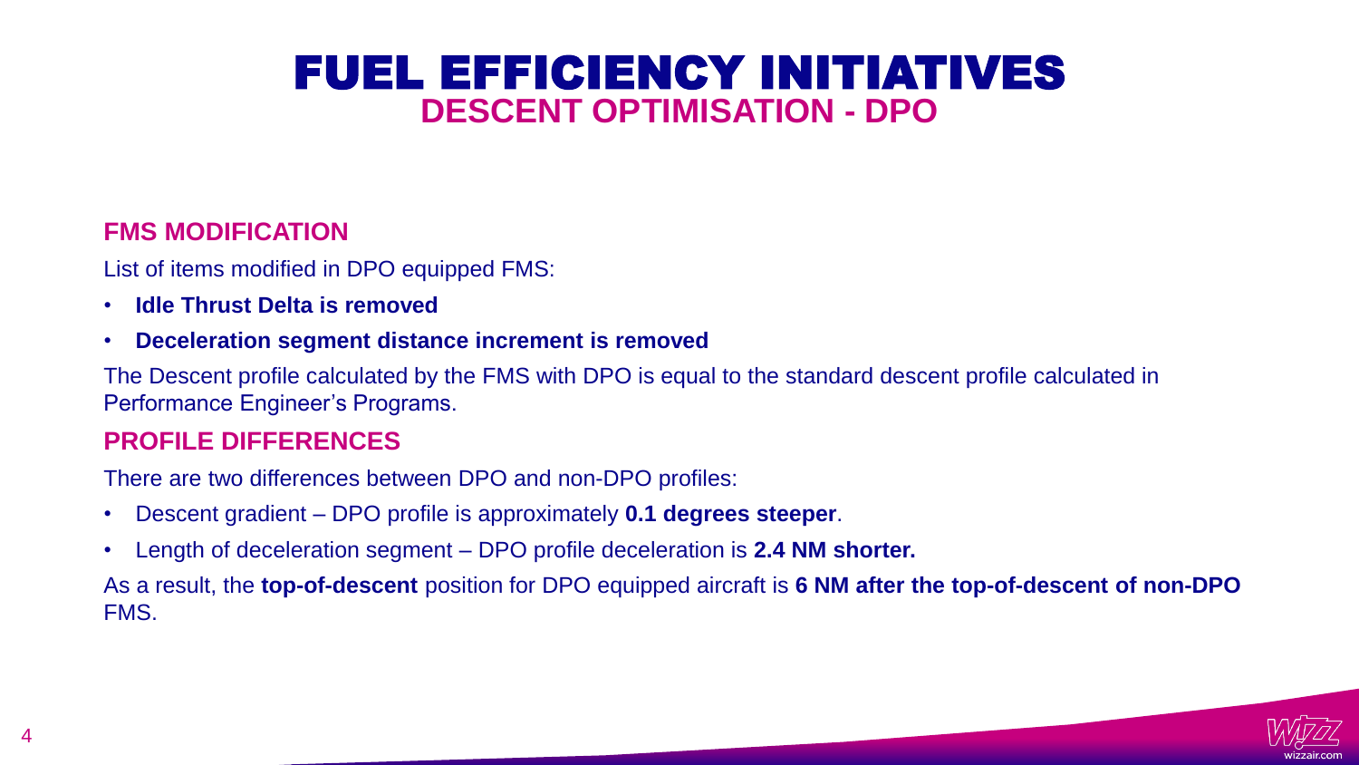# FUEL EFFICIENCY INITIATIVES

## DESCENT OPTIMISATION - DPO

### FMS MODIFICATION

List of items modified in DPO equipped FMS:

- **Idle Thrust Delta is removed**
- **Deceleration segment distance increment is removed**

The Descent profile calculated by the FMS with DPO is equal to the standard descent profile calculated in Performance Engineer's Programs.

### PROFILE DIFFERENCES

There are two differences between DPO and non-DPO profiles:

- Descent gradient – DPO profile is approximately **0.1 degrees steeper**.
- Length of deceleration segment – DPO profile deceleration is **2.4 NM shorter.**

As a result, the **top-of-descent** position for DPO equipped aircraft is **6 NM after the top-of-descent of non-DPO** FMS.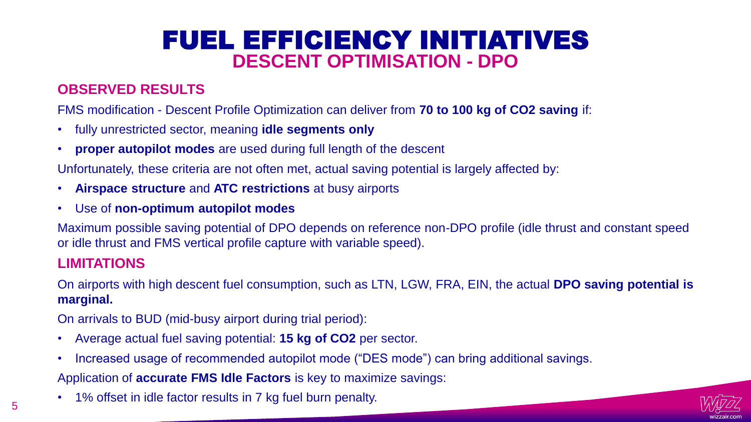# FUEL EFFICIENCY INITIATIVES

## DESCENT OPTIMISATION - DPO

### OBSERVED RESULTS

FMS modification - Descent Profile Optimization can deliver from **70 to 100 kg of $CO_2$ saving** if:

- fully unrestricted sector, meaning **idle segments only**
- **proper autopilot modes** are used during full length of the descent

Unfortunately, these criteria are not often met, actual saving potential is largely affected by:

- **Airspace structure** and **ATC restrictions** at busy airports
- Use of **non-optimum autopilot modes**

Maximum possible saving potential of DPO depends on reference non-DPO profile (idle thrust and constant speed or idle thrust and FMS vertical profile capture with variable speed).

### LIMITATIONS

On airports with high descent fuel consumption, such as LTN, LGW, FRA, EIN, the actual **DPO saving potential is marginal.**

On arrivals to BUD (mid-busy airport during trial period):

- Average actual fuel saving potential: **15 kg of $CO_2$** per sector.
- Increased usage of recommended autopilot mode ("DES mode") can bring additional savings.

Application of **accurate FMS Idle Factors** is key to maximize savings:

- 1% offset in idle factor results in 7 kg fuel burn penalty.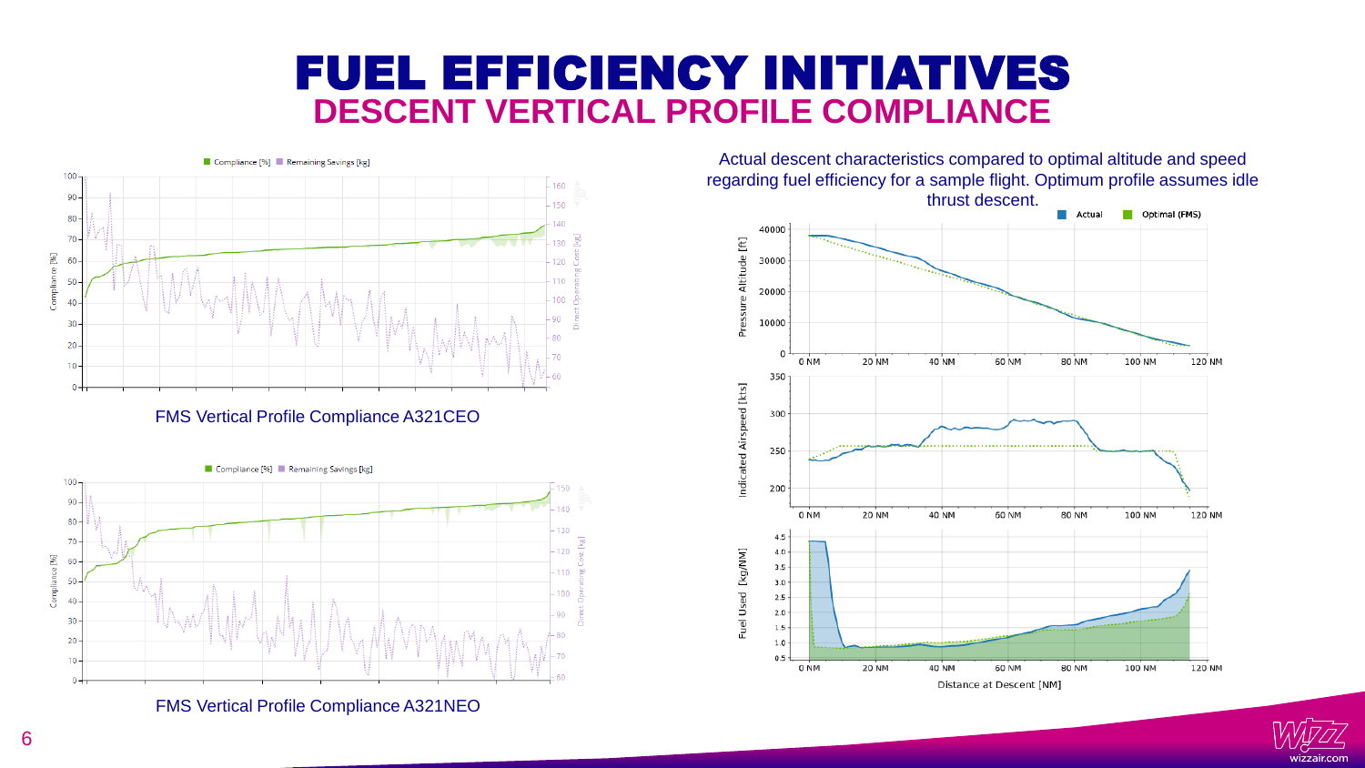# FUEL EFFICIENCY INITIATIVES

## DESCENT VERTICAL PROFILE COMPLIANCE

Compliance [%] Remaining Savings [kg]

Compliance [%]

Direct Operating Cost [kg]

FMS Vertical Profile Compliance A321CEO

Compliance [%] Remaining Savings [kg]

Compliance [%]

Direct Operating Cost [kg]

FMS Vertical Profile Compliance A321NEO

Actual descent characteristics compared to optimal altitude and speed regarding fuel efficiency for a sample flight. Optimum profile assumes idle thrust descent.

Actual Optimal (FMS)

Pressure Altitude [ft]

Indicated Airspeed [kts]

Fuel Used [kg/NM]

Distance at Descent [NM]